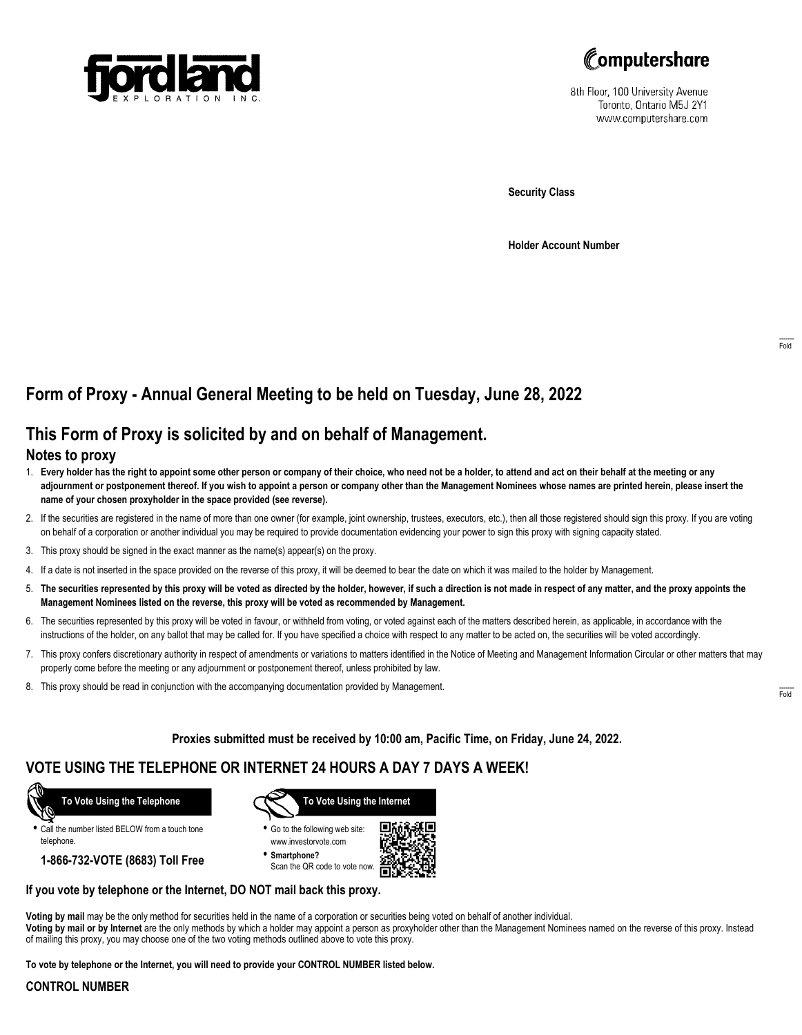fjordland EXPLORATION INC.

Computershare
8th Floor, 100 University Avenue
Toronto, Ontario M5J 2Y1
www.computershare.com

**Security Class**

**Holder Account Number**

Fold

# Form of Proxy - Annual General Meeting to be held on Tuesday, June 28, 2022

## This Form of Proxy is solicited by and on behalf of Management.

### Notes to proxy

1. **Every holder has the right to appoint some other person or company of their choice, who need not be a holder, to attend and act on their behalf at the meeting or any adjournment or postponement thereof. If you wish to appoint a person or company other than the Management Nominees whose names are printed herein, please insert the name of your chosen proxyholder in the space provided (see reverse).**
2. If the securities are registered in the name of more than one owner (for example, joint ownership, trustees, executors, etc.), then all those registered should sign this proxy. If you are voting on behalf of a corporation or another individual you may be required to provide documentation evidencing your power to sign this proxy with signing capacity stated.
3. This proxy should be signed in the exact manner as the name(s) appear(s) on the proxy.
4. If a date is not inserted in the space provided on the reverse of this proxy, it will be deemed to bear the date on which it was mailed to the holder by Management.
5. **The securities represented by this proxy will be voted as directed by the holder, however, if such a direction is not made in respect of any matter, and the proxy appoints the Management Nominees listed on the reverse, this proxy will be voted as recommended by Management.**
6. The securities represented by this proxy will be voted in favour, or withheld from voting, or voted against each of the matters described herein, as applicable, in accordance with the instructions of the holder, on any ballot that may be called for. If you have specified a choice with respect to any matter to be acted on, the securities will be voted accordingly.
7. This proxy confers discretionary authority in respect of amendments or variations to matters identified in the Notice of Meeting and Management Information Circular or other matters that may properly come before the meeting or any adjournment or postponement thereof, unless prohibited by law.
8. This proxy should be read in conjunction with the accompanying documentation provided by Management.

Fold

**Proxies submitted must be received by 10:00 am, Pacific Time, on Friday, June 24, 2022.**

## VOTE USING THE TELEPHONE OR INTERNET 24 HOURS A DAY 7 DAYS A WEEK!

**To Vote Using the Telephone**

- Call the number listed BELOW from a touch tone telephone.

**1-866-732-VOTE (8683) Toll Free**

**To Vote Using the Internet**

- Go to the following web site: www.investorvote.com
- **Smartphone?** Scan the QR code to vote now.

**If you vote by telephone or the Internet, DO NOT mail back this proxy.**

**Voting by mail** may be the only method for securities held in the name of a corporation or securities being voted on behalf of another individual.
**Voting by mail or by Internet** are the only methods by which a holder may appoint a person as proxyholder other than the Management Nominees named on the reverse of this proxy. Instead of mailing this proxy, you may choose one of the two voting methods outlined above to vote this proxy.

**To vote by telephone or the Internet, you will need to provide your CONTROL NUMBER listed below.**

**CONTROL NUMBER**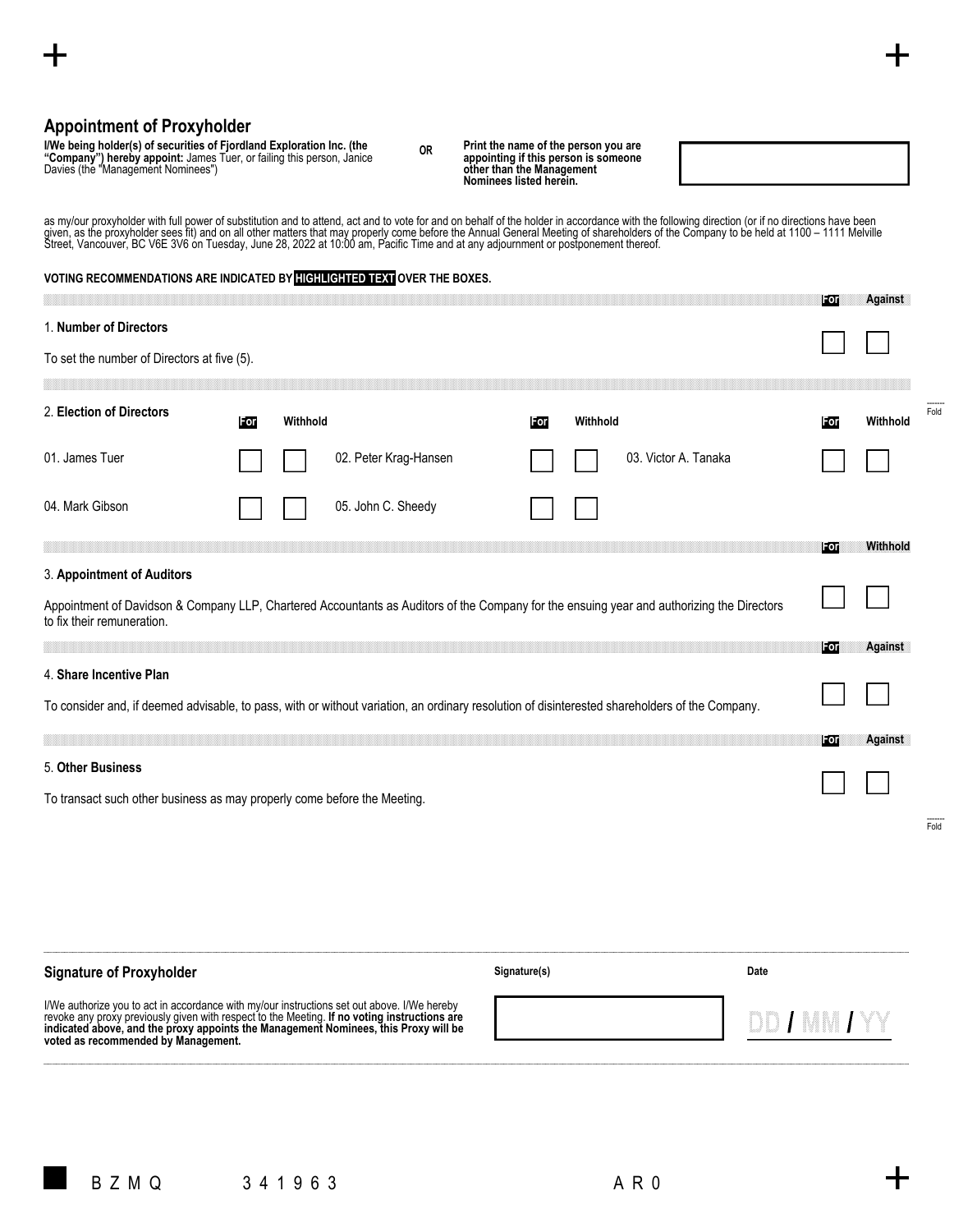## Appointment of Proxyholder

**I/We being holder(s) of securities of Fjordland Exploration Inc. (the "Company") hereby appoint:** James Tuer, or failing this person, Janice Davies (the "Management Nominees")

**OR**

**Print the name of the person you are appointing if this person is someone other than the Management Nominees listed herein.**

as my/our proxyholder with full power of substitution and to attend, act and to vote for and on behalf of the holder in accordance with the following direction (or if no directions have been given, as the proxyholder sees fit) and on all other matters that may properly come before the Annual General Meeting of shareholders of the Company to be held at 1100 – 1111 Melville Street, Vancouver, BC V6E 3V6 on Tuesday, June 28, 2022 at 10:00 am, Pacific Time and at any adjournment or postponement thereof.

**VOTING RECOMMENDATIONS ARE INDICATED BY HIGHLIGHTED TEXT OVER THE BOXES.**

| | For | Against |
|---|---|---|
| 1. **Number of Directors**<br>To set the number of Directors at five (5). | ☐ | ☐ |

2. **Election of Directors**

| | For | Withhold | | For | Withhold | | For | Withhold |
|---|---|---|---|---|---|---|---|---|
| 01. James Tuer | ☐ | ☐ | 02. Peter Krag-Hansen | ☐ | ☐ | 03. Victor A. Tanaka | ☐ | ☐ |
| 04. Mark Gibson | ☐ | ☐ | 05. John C. Sheedy | ☐ | ☐ | | | |

| | For | Withhold |
|---|---|---|
| 3. **Appointment of Auditors**<br>Appointment of Davidson & Company LLP, Chartered Accountants as Auditors of the Company for the ensuing year and authorizing the Directors to fix their remuneration. | ☐ | ☐ |

| | For | Against |
|---|---|---|
| 4. **Share Incentive Plan**<br>To consider and, if deemed advisable, to pass, with or without variation, an ordinary resolution of disinterested shareholders of the Company. | ☐ | ☐ |

| | For | Against |
|---|---|---|
| 5. **Other Business**<br>To transact such other business as may properly come before the Meeting. | ☐ | ☐ |

### Signature of Proxyholder

I/We authorize you to act in accordance with my/our instructions set out above. I/We hereby revoke any proxy previously given with respect to the Meeting. **If no voting instructions are indicated above, and the proxy appoints the Management Nominees, this Proxy will be voted as recommended by Management.**

**Signature(s)**

**Date**

DD / MM / YY

B Z M Q    3 4 1 9 6 3    A R 0